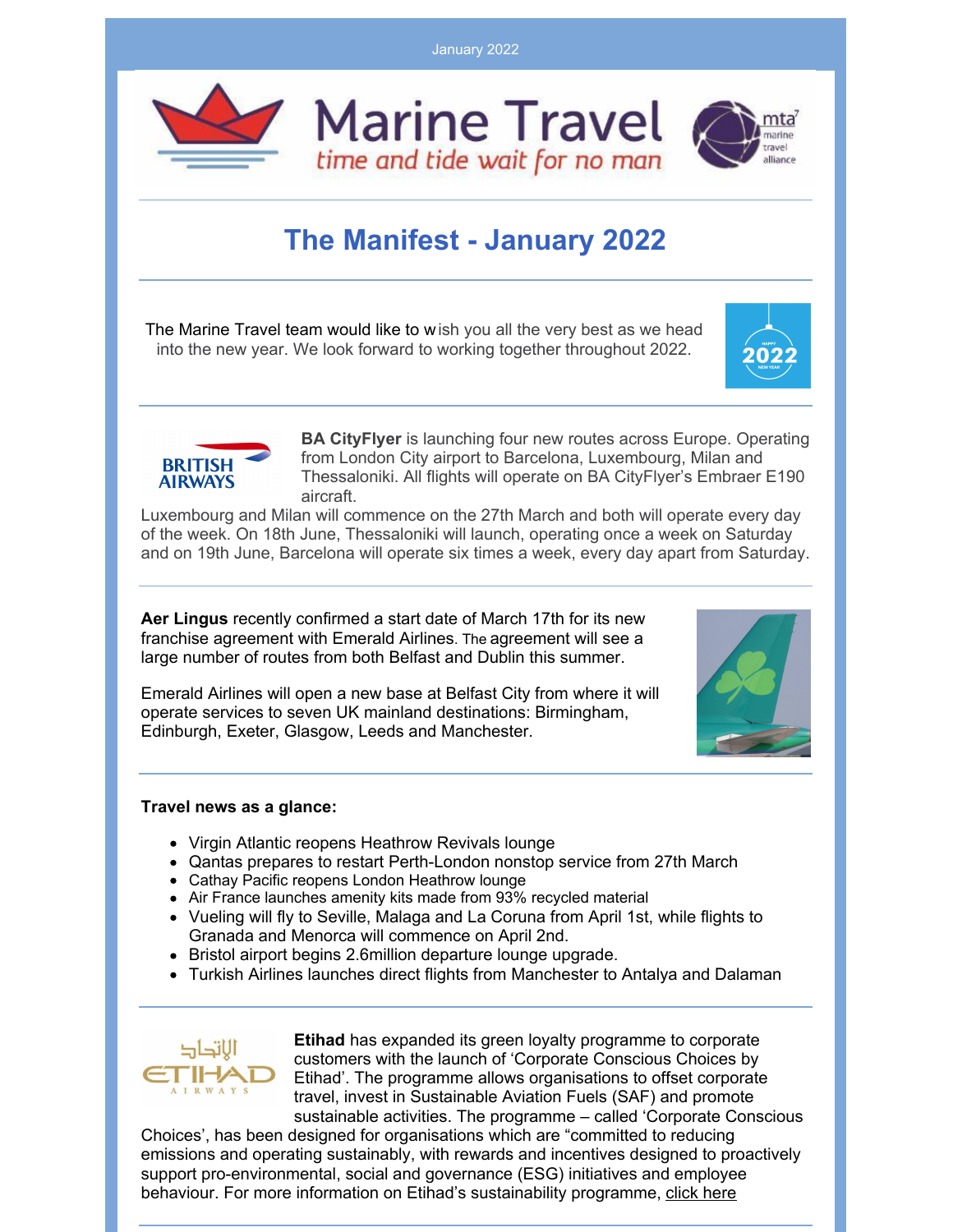January 2022

# The Manifest - January 2022

The Marine Travel team would like to wish you all the very best as we head into the new year. We look forward to working together throughout 2022.

**BA CityFlyer** is launching four new routes across Europe. Operating from London City airport to Barcelona, Luxembourg, Milan and Thessaloniki. All flights will operate on BA CityFlyer's Embraer E190 aircraft.

Luxembourg and Milan will commence on the 27th March and both will operate every day of the week. On 18th June, Thessaloniki will launch, operating once a week on Saturday and on 19th June, Barcelona will operate six times a week, every day apart from Saturday.

**Aer Lingus** recently confirmed a start date of March 17th for its new franchise agreement with Emerald Airlines. The agreement will see a large number of routes from both Belfast and Dublin this summer.

Emerald Airlines will open a new base at Belfast City from where it will operate services to seven UK mainland destinations: Birmingham, Edinburgh, Exeter, Glasgow, Leeds and Manchester.

**Travel news as a glance:**

- Virgin Atlantic reopens Heathrow Revivals lounge
- Qantas prepares to restart Perth-London nonstop service from 27th March
- Cathay Pacific reopens London Heathrow lounge
- Air France launches amenity kits made from 93% recycled material
- Vueling will fly to Seville, Malaga and La Coruna from April 1st, while flights to Granada and Menorca will commence on April 2nd.
- Bristol airport begins 2.6million departure lounge upgrade.
- Turkish Airlines launches direct flights from Manchester to Antalya and Dalaman

**Etihad** has expanded its green loyalty programme to corporate customers with the launch of 'Corporate Conscious Choices by Etihad'. The programme allows organisations to offset corporate travel, invest in Sustainable Aviation Fuels (SAF) and promote sustainable activities. The programme – called 'Corporate Conscious Choices', has been designed for organisations which are "committed to reducing emissions and operating sustainably, with rewards and incentives designed to proactively support pro-environmental, social and governance (ESG) initiatives and employee behaviour. For more information on Etihad's sustainability programme, click here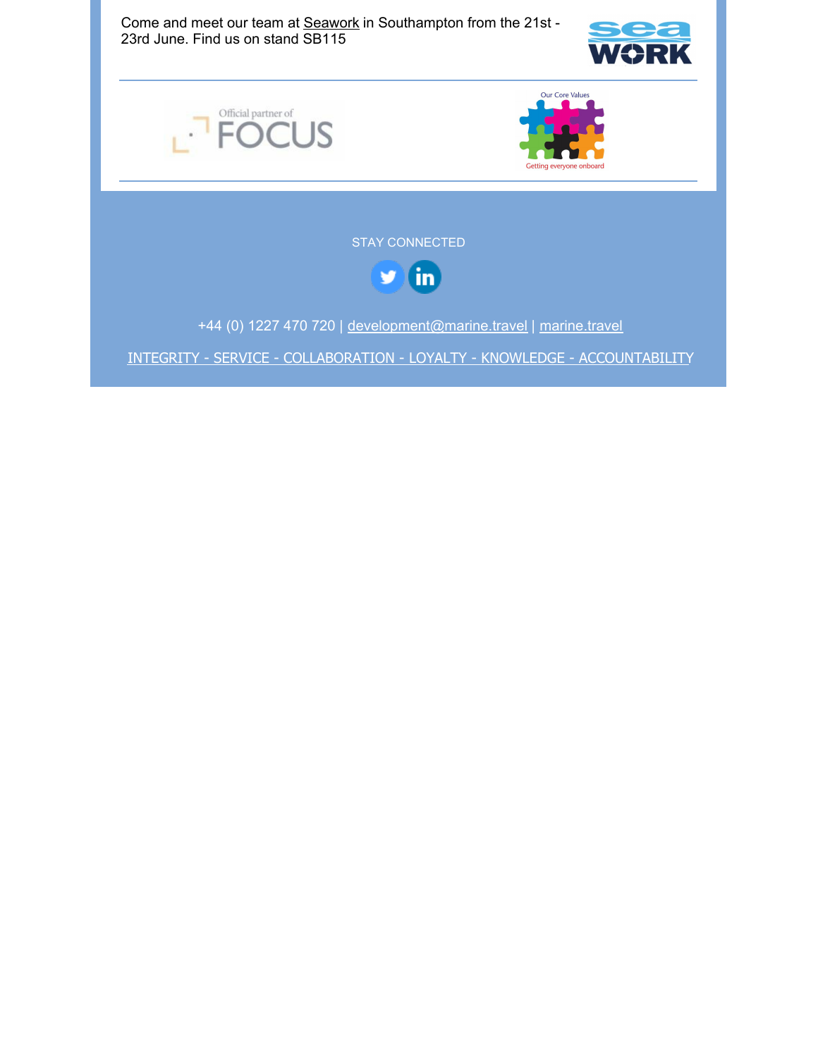Come and meet our team at Seawork in Southampton from the 21st - 23rd June. Find us on stand SB115

STAY CONNECTED

+44 (0) 1227 470 720 | development@marine.travel | marine.travel

INTEGRITY - SERVICE - COLLABORATION - LOYALTY - KNOWLEDGE - ACCOUNTABILITY